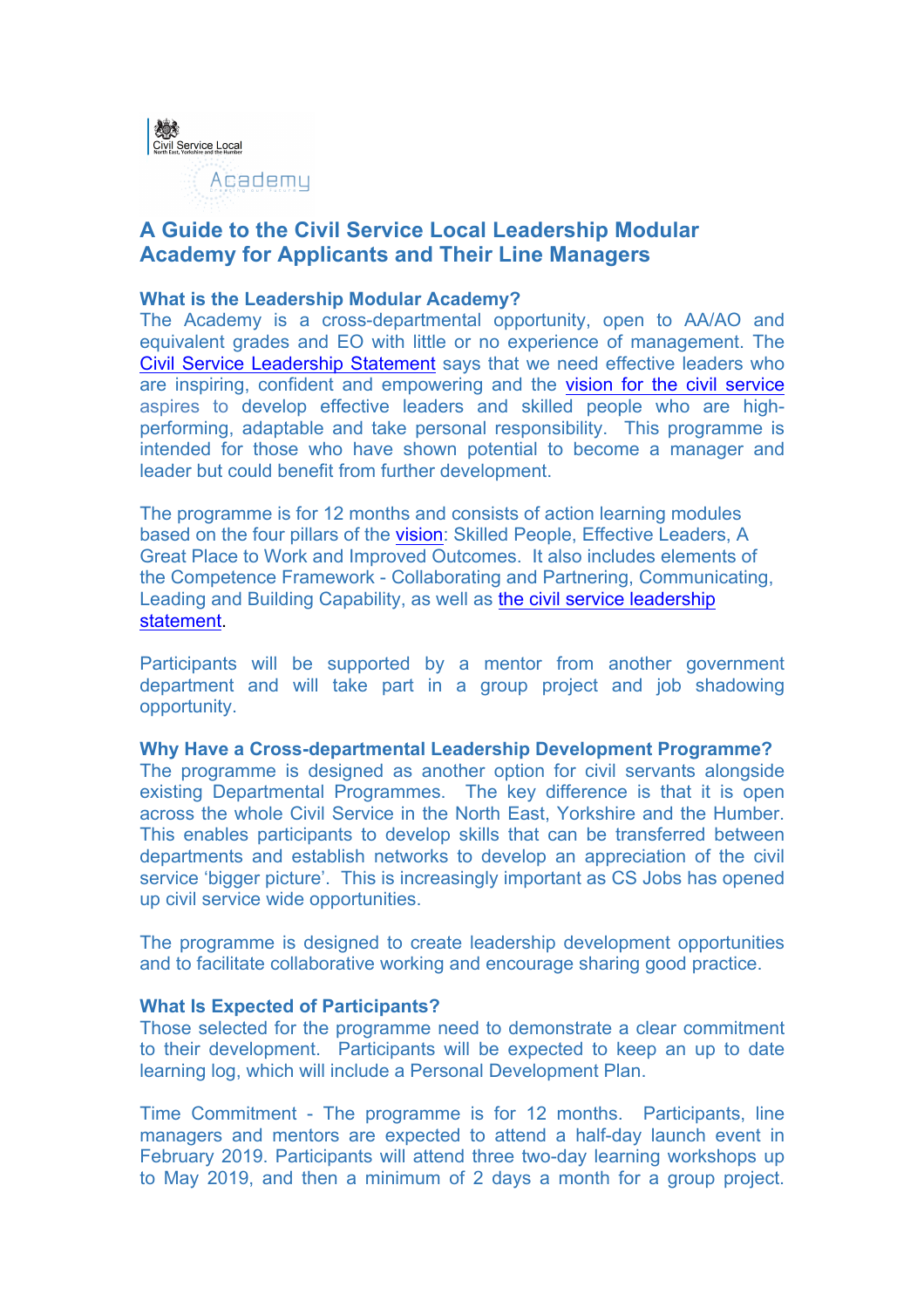# A Guide to the Civil Service Local Leadership Modular Academy for Applicants and Their Line Managers

### What is the Leadership Modular Academy?

The Academy is a cross-departmental opportunity, open to AA/AO and equivalent grades and EO with little or no experience of management. The Civil Service Leadership Statement says that we need effective leaders who are inspiring, confident and empowering and the vision for the civil service aspires to develop effective leaders and skilled people who are high-performing, adaptable and take personal responsibility. This programme is intended for those who have shown potential to become a manager and leader but could benefit from further development.

The programme is for 12 months and consists of action learning modules based on the four pillars of the vision: Skilled People, Effective Leaders, A Great Place to Work and Improved Outcomes. It also includes elements of the Competence Framework - Collaborating and Partnering, Communicating, Leading and Building Capability, as well as the civil service leadership statement.

Participants will be supported by a mentor from another government department and will take part in a group project and job shadowing opportunity.

### Why Have a Cross-departmental Leadership Development Programme?

The programme is designed as another option for civil servants alongside existing Departmental Programmes. The key difference is that it is open across the whole Civil Service in the North East, Yorkshire and the Humber. This enables participants to develop skills that can be transferred between departments and establish networks to develop an appreciation of the civil service 'bigger picture'. This is increasingly important as CS Jobs has opened up civil service wide opportunities.

The programme is designed to create leadership development opportunities and to facilitate collaborative working and encourage sharing good practice.

### What Is Expected of Participants?

Those selected for the programme need to demonstrate a clear commitment to their development. Participants will be expected to keep an up to date learning log, which will include a Personal Development Plan.

Time Commitment - The programme is for 12 months. Participants, line managers and mentors are expected to attend a half-day launch event in February 2019. Participants will attend three two-day learning workshops up to May 2019, and then a minimum of 2 days a month for a group project.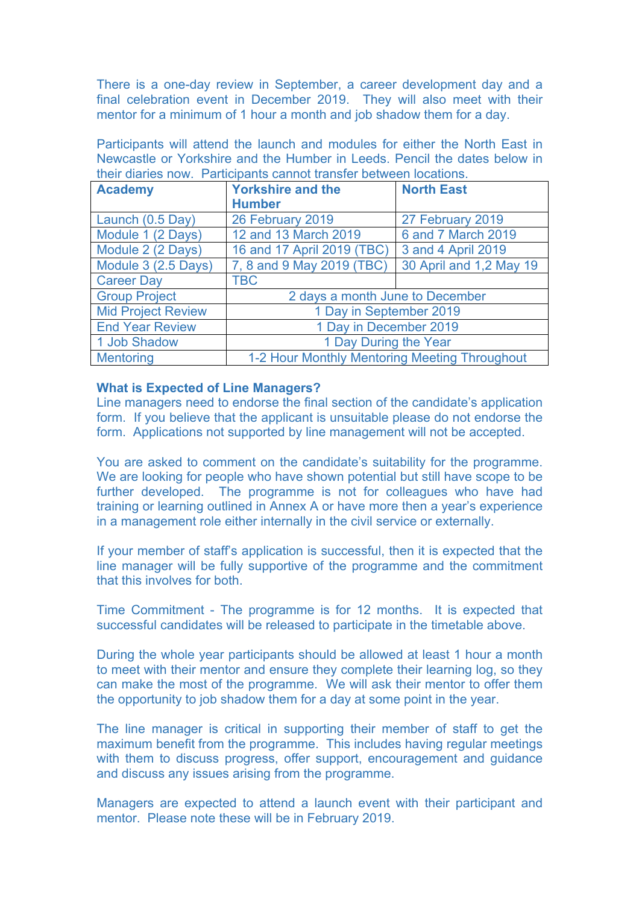There is a one-day review in September, a career development day and a final celebration event in December 2019. They will also meet with their mentor for a minimum of 1 hour a month and job shadow them for a day.

Participants will attend the launch and modules for either the North East in Newcastle or Yorkshire and the Humber in Leeds. Pencil the dates below in their diaries now. Participants cannot transfer between locations.

| Academy | Yorkshire and the Humber | North East |
|---|---|---|
| Launch (0.5 Day) | 26 February 2019 | 27 February 2019 |
| Module 1 (2 Days) | 12 and 13 March 2019 | 6 and 7 March 2019 |
| Module 2 (2 Days) | 16 and 17 April 2019 (TBC) | 3 and 4 April 2019 |
| Module 3 (2.5 Days) | 7, 8 and 9 May 2019 (TBC) | 30 April and 1,2 May 19 |
| Career Day | TBC | |
| Group Project | 2 days a month June to December | |
| Mid Project Review | 1 Day in September 2019 | |
| End Year Review | 1 Day in December 2019 | |
| 1 Job Shadow | 1 Day During the Year | |
| Mentoring | 1-2 Hour Monthly Mentoring Meeting Throughout | |

**What is Expected of Line Managers?**

Line managers need to endorse the final section of the candidate's application form. If you believe that the applicant is unsuitable please do not endorse the form. Applications not supported by line management will not be accepted.

You are asked to comment on the candidate's suitability for the programme. We are looking for people who have shown potential but still have scope to be further developed. The programme is not for colleagues who have had training or learning outlined in Annex A or have more then a year's experience in a management role either internally in the civil service or externally.

If your member of staff's application is successful, then it is expected that the line manager will be fully supportive of the programme and the commitment that this involves for both.

Time Commitment - The programme is for 12 months. It is expected that successful candidates will be released to participate in the timetable above.

During the whole year participants should be allowed at least 1 hour a month to meet with their mentor and ensure they complete their learning log, so they can make the most of the programme. We will ask their mentor to offer them the opportunity to job shadow them for a day at some point in the year.

The line manager is critical in supporting their member of staff to get the maximum benefit from the programme. This includes having regular meetings with them to discuss progress, offer support, encouragement and guidance and discuss any issues arising from the programme.

Managers are expected to attend a launch event with their participant and mentor. Please note these will be in February 2019.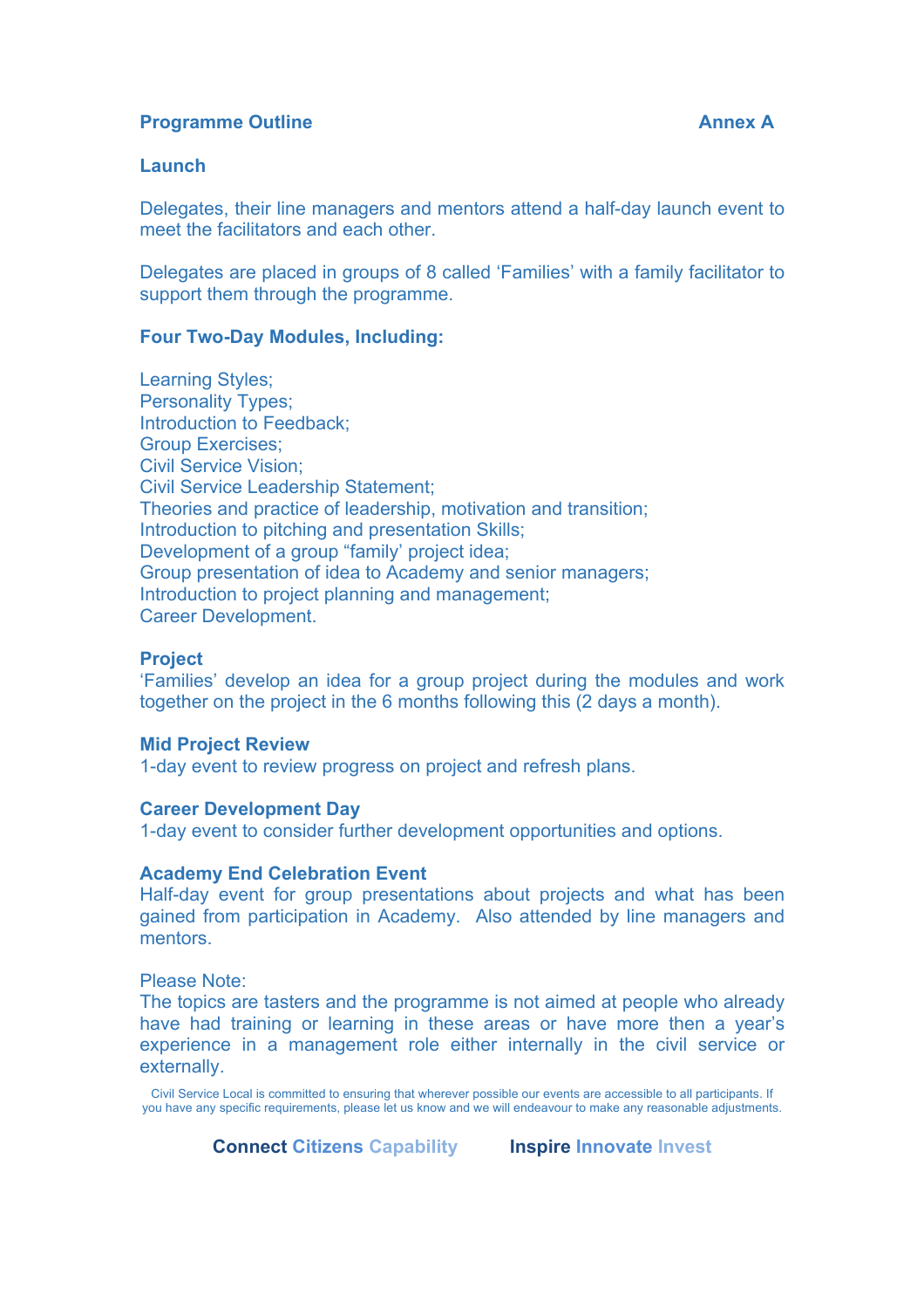**Programme Outline** **Annex A**

## Launch

Delegates, their line managers and mentors attend a half-day launch event to meet the facilitators and each other.

Delegates are placed in groups of 8 called 'Families' with a family facilitator to support them through the programme.

## Four Two-Day Modules, Including:

Learning Styles;
Personality Types;
Introduction to Feedback;
Group Exercises;
Civil Service Vision;
Civil Service Leadership Statement;
Theories and practice of leadership, motivation and transition;
Introduction to pitching and presentation Skills;
Development of a group "family' project idea;
Group presentation of idea to Academy and senior managers;
Introduction to project planning and management;
Career Development.

## Project

'Families' develop an idea for a group project during the modules and work together on the project in the 6 months following this (2 days a month).

## Mid Project Review

1-day event to review progress on project and refresh plans.

## Career Development Day

1-day event to consider further development opportunities and options.

## Academy End Celebration Event

Half-day event for group presentations about projects and what has been gained from participation in Academy. Also attended by line managers and mentors.

Please Note:
The topics are tasters and the programme is not aimed at people who already have had training or learning in these areas or have more then a year's experience in a management role either internally in the civil service or externally.

Civil Service Local is committed to ensuring that wherever possible our events are accessible to all participants. If you have any specific requirements, please let us know and we will endeavour to make any reasonable adjustments.

**Connect** Citizens Capability **Inspire** Innovate Invest